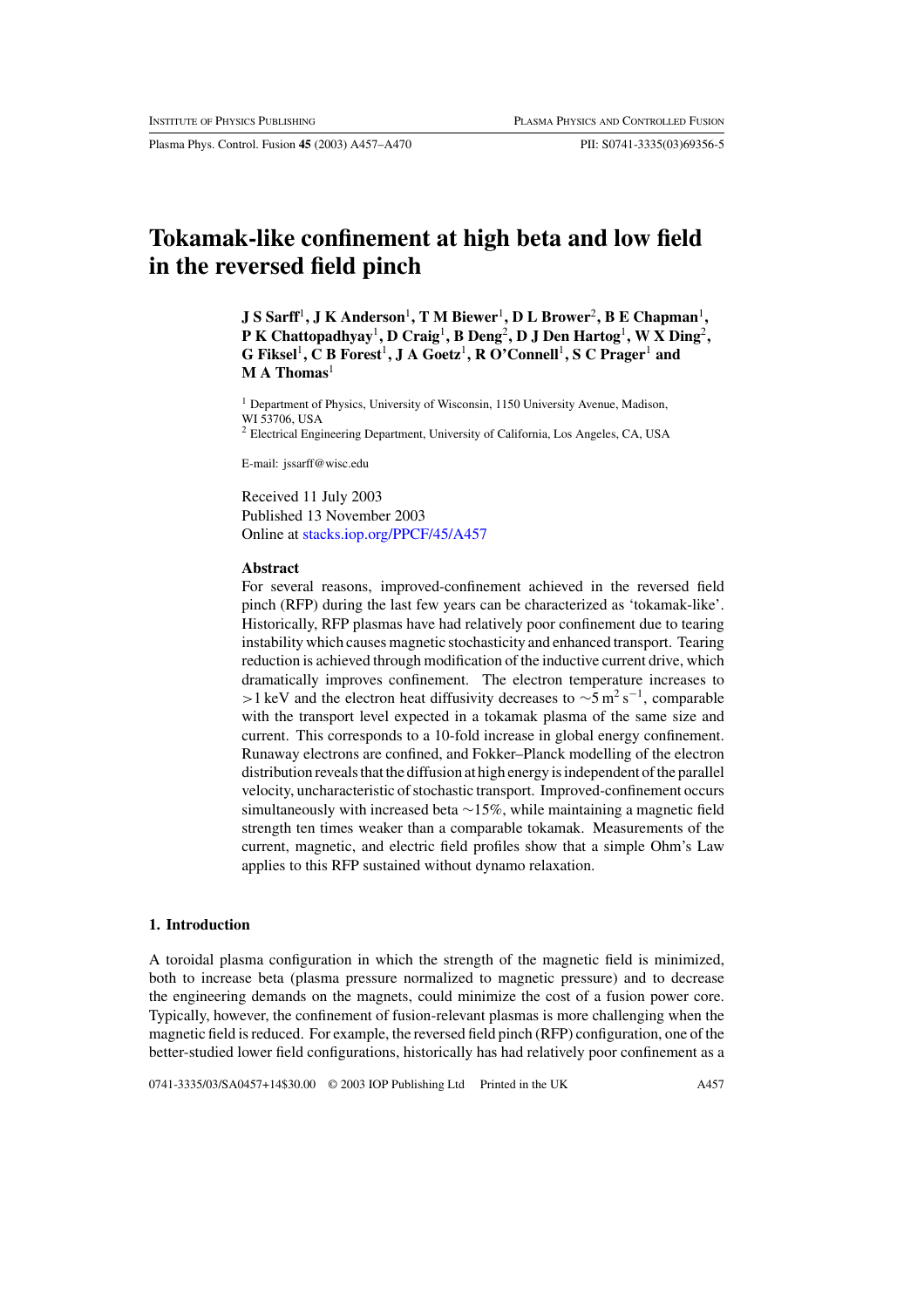# Tokamak-like confinement at high beta and low field in the reversed field pinch

**J S Sarff[1], J K Anderson[1], T M Biewer[1], D L Brower[2], B E Chapman[1], P K Chattopadhyay[1], D Craig[1], B Deng[2], D J Den Hartog[1], W X Ding[2], G Fiksel[1], C B Forest[1], J A Goetz[1], R O'Connell[1], S C Prager[1] and M A Thomas[1]**

[1] Department of Physics, University of Wisconsin, 1150 University Avenue, Madison, WI 53706, USA

[2] Electrical Engineering Department, University of California, Los Angeles, CA, USA

E-mail: jssarff@wisc.edu

Received 11 July 2003
Published 13 November 2003
Online at stacks.iop.org/PPCF/45/A457

### Abstract

For several reasons, improved-confinement achieved in the reversed field pinch (RFP) during the last few years can be characterized as 'tokamak-like'. Historically, RFP plasmas have had relatively poor confinement due to tearing instability which causes magnetic stochasticity and enhanced transport. Tearing reduction is achieved through modification of the inductive current drive, which dramatically improves confinement. The electron temperature increases to $>1$ keV and the electron heat diffusivity decreases to $\sim 5\,\mathrm{m^2\,s^{-1}}$, comparable with the transport level expected in a tokamak plasma of the same size and current. This corresponds to a 10-fold increase in global energy confinement. Runaway electrons are confined, and Fokker–Planck modelling of the electron distribution reveals that the diffusion at high energy is independent of the parallel velocity, uncharacteristic of stochastic transport. Improved-confinement occurs simultaneously with increased beta $\sim 15\%$, while maintaining a magnetic field strength ten times weaker than a comparable tokamak. Measurements of the current, magnetic, and electric field profiles show that a simple Ohm's Law applies to this RFP sustained without dynamo relaxation.

## 1. Introduction

A toroidal plasma configuration in which the strength of the magnetic field is minimized, both to increase beta (plasma pressure normalized to magnetic pressure) and to decrease the engineering demands on the magnets, could minimize the cost of a fusion power core. Typically, however, the confinement of fusion-relevant plasmas is more challenging when the magnetic field is reduced. For example, the reversed field pinch (RFP) configuration, one of the better-studied lower field configurations, historically has had relatively poor confinement as a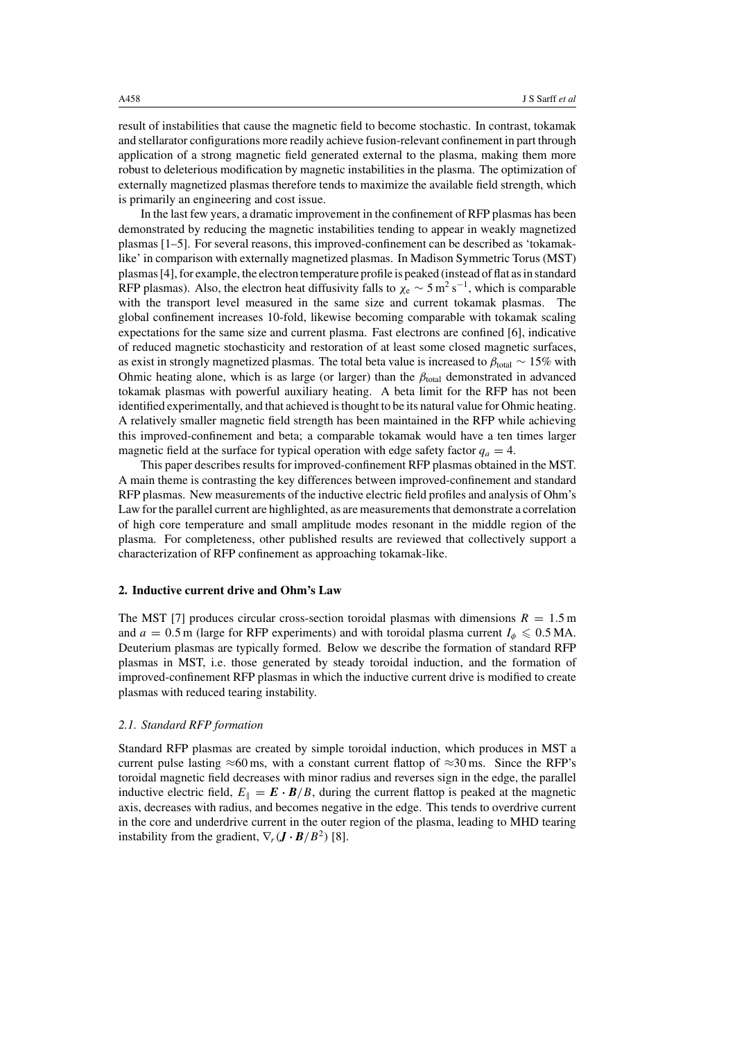result of instabilities that cause the magnetic field to become stochastic. In contrast, tokamak and stellarator configurations more readily achieve fusion-relevant confinement in part through application of a strong magnetic field generated external to the plasma, making them more robust to deleterious modification by magnetic instabilities in the plasma. The optimization of externally magnetized plasmas therefore tends to maximize the available field strength, which is primarily an engineering and cost issue.

In the last few years, a dramatic improvement in the confinement of RFP plasmas has been demonstrated by reducing the magnetic instabilities tending to appear in weakly magnetized plasmas [1–5]. For several reasons, this improved-confinement can be described as 'tokamak-like' in comparison with externally magnetized plasmas. In Madison Symmetric Torus (MST) plasmas [4], for example, the electron temperature profile is peaked (instead of flat as in standard RFP plasmas). Also, the electron heat diffusivity falls to $\chi_e \sim 5\,\mathrm{m^2\,s^{-1}}$, which is comparable with the transport level measured in the same size and current tokamak plasmas. The global confinement increases 10-fold, likewise becoming comparable with tokamak scaling expectations for the same size and current plasma. Fast electrons are confined [6], indicative of reduced magnetic stochasticity and restoration of at least some closed magnetic surfaces, as exist in strongly magnetized plasmas. The total beta value is increased to $\beta_{\mathrm{total}} \sim 15\%$ with Ohmic heating alone, which is as large (or larger) than the $\beta_{\mathrm{total}}$ demonstrated in advanced tokamak plasmas with powerful auxiliary heating. A beta limit for the RFP has not been identified experimentally, and that achieved is thought to be its natural value for Ohmic heating. A relatively smaller magnetic field strength has been maintained in the RFP while achieving this improved-confinement and beta; a comparable tokamak would have a ten times larger magnetic field at the surface for typical operation with edge safety factor $q_a = 4$.

This paper describes results for improved-confinement RFP plasmas obtained in the MST. A main theme is contrasting the key differences between improved-confinement and standard RFP plasmas. New measurements of the inductive electric field profiles and analysis of Ohm's Law for the parallel current are highlighted, as are measurements that demonstrate a correlation of high core temperature and small amplitude modes resonant in the middle region of the plasma. For completeness, other published results are reviewed that collectively support a characterization of RFP confinement as approaching tokamak-like.

## 2. Inductive current drive and Ohm's Law

The MST [7] produces circular cross-section toroidal plasmas with dimensions $R = 1.5\,\mathrm{m}$ and $a = 0.5\,\mathrm{m}$ (large for RFP experiments) and with toroidal plasma current $I_\phi \leqslant 0.5\,\mathrm{MA}$. Deuterium plasmas are typically formed. Below we describe the formation of standard RFP plasmas in MST, i.e. those generated by steady toroidal induction, and the formation of improved-confinement RFP plasmas in which the inductive current drive is modified to create plasmas with reduced tearing instability.

### 2.1. Standard RFP formation

Standard RFP plasmas are created by simple toroidal induction, which produces in MST a current pulse lasting $\approx$60 ms, with a constant current flattop of $\approx$30 ms. Since the RFP's toroidal magnetic field decreases with minor radius and reverses sign in the edge, the parallel inductive electric field, $E_\parallel = \boldsymbol{E} \cdot \boldsymbol{B}/B$, during the current flattop is peaked at the magnetic axis, decreases with radius, and becomes negative in the edge. This tends to overdrive current in the core and underdrive current in the outer region of the plasma, leading to MHD tearing instability from the gradient, $\nabla_r(\boldsymbol{J} \cdot \boldsymbol{B}/B^2)$ [8].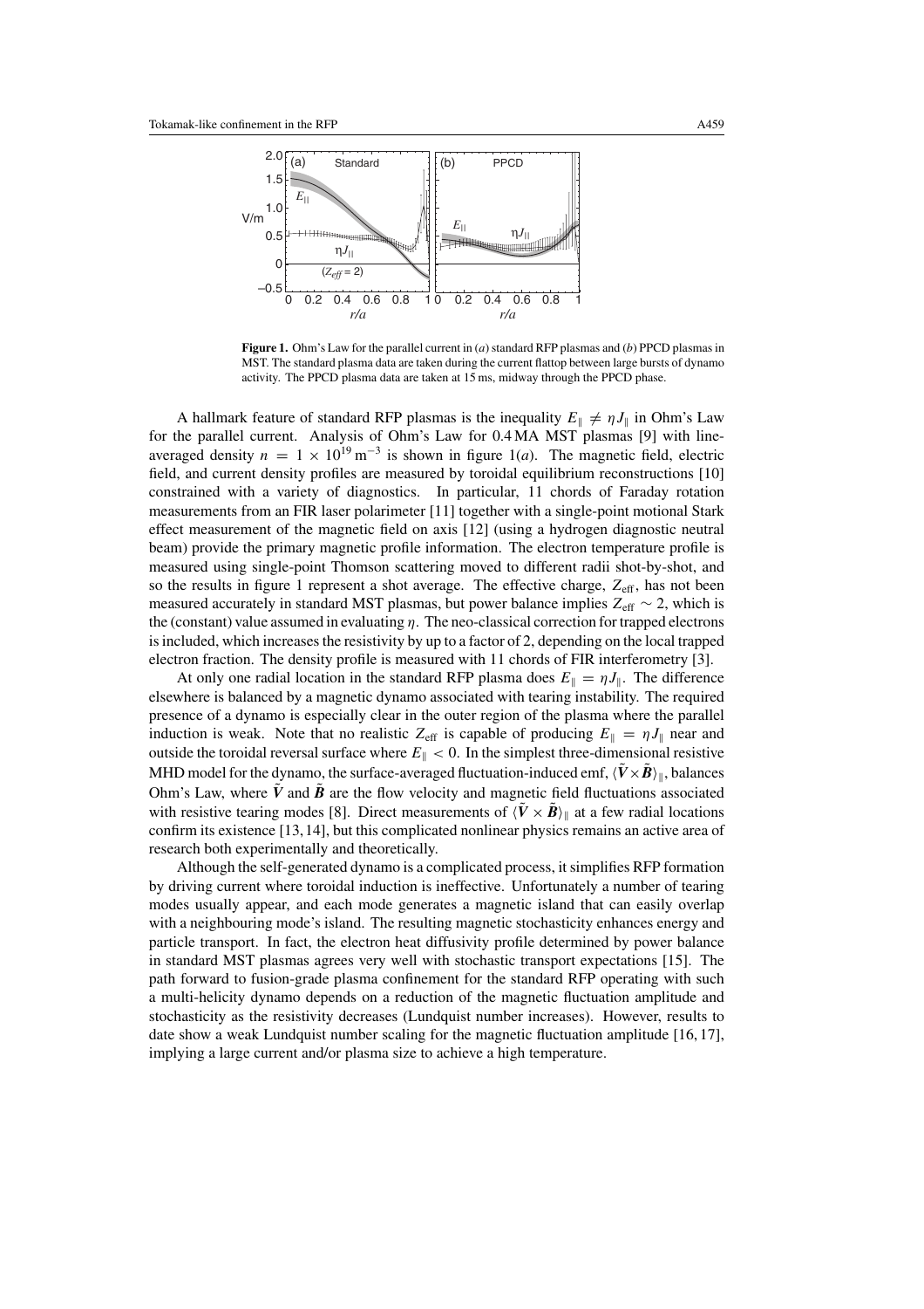**Figure 1.** Ohm's Law for the parallel current in (*a*) standard RFP plasmas and (*b*) PPCD plasmas in MST. The standard plasma data are taken during the current flattop between large bursts of dynamo activity. The PPCD plasma data are taken at 15 ms, midway through the PPCD phase.

A hallmark feature of standard RFP plasmas is the inequality $E_\parallel \neq \eta J_\parallel$ in Ohm's Law for the parallel current. Analysis of Ohm's Law for 0.4 MA MST plasmas [9] with line-averaged density $n = 1 \times 10^{19}\,\mathrm{m}^{-3}$ is shown in figure 1(*a*). The magnetic field, electric field, and current density profiles are measured by toroidal equilibrium reconstructions [10] constrained with a variety of diagnostics. In particular, 11 chords of Faraday rotation measurements from an FIR laser polarimeter [11] together with a single-point motional Stark effect measurement of the magnetic field on axis [12] (using a hydrogen diagnostic neutral beam) provide the primary magnetic profile information. The electron temperature profile is measured using single-point Thomson scattering moved to different radii shot-by-shot, and so the results in figure 1 represent a shot average. The effective charge, $Z_{\mathrm{eff}}$, has not been measured accurately in standard MST plasmas, but power balance implies $Z_{\mathrm{eff}} \sim 2$, which is the (constant) value assumed in evaluating $\eta$. The neo-classical correction for trapped electrons is included, which increases the resistivity by up to a factor of 2, depending on the local trapped electron fraction. The density profile is measured with 11 chords of FIR interferometry [3].

At only one radial location in the standard RFP plasma does $E_\parallel = \eta J_\parallel$. The difference elsewhere is balanced by a magnetic dynamo associated with tearing instability. The required presence of a dynamo is especially clear in the outer region of the plasma where the parallel induction is weak. Note that no realistic $Z_{\mathrm{eff}}$ is capable of producing $E_\parallel = \eta J_\parallel$ near and outside the toroidal reversal surface where $E_\parallel < 0$. In the simplest three-dimensional resistive MHD model for the dynamo, the surface-averaged fluctuation-induced emf, $\langle \tilde{\boldsymbol{V}} \times \tilde{\boldsymbol{B}} \rangle_\parallel$, balances Ohm's Law, where $\tilde{\boldsymbol{V}}$ and $\tilde{\boldsymbol{B}}$ are the flow velocity and magnetic field fluctuations associated with resistive tearing modes [8]. Direct measurements of $\langle \tilde{\boldsymbol{V}} \times \tilde{\boldsymbol{B}} \rangle_\parallel$ at a few radial locations confirm its existence [13, 14], but this complicated nonlinear physics remains an active area of research both experimentally and theoretically.

Although the self-generated dynamo is a complicated process, it simplifies RFP formation by driving current where toroidal induction is ineffective. Unfortunately a number of tearing modes usually appear, and each mode generates a magnetic island that can easily overlap with a neighbouring mode's island. The resulting magnetic stochasticity enhances energy and particle transport. In fact, the electron heat diffusivity profile determined by power balance in standard MST plasmas agrees very well with stochastic transport expectations [15]. The path forward to fusion-grade plasma confinement for the standard RFP operating with such a multi-helicity dynamo depends on a reduction of the magnetic fluctuation amplitude and stochasticity as the resistivity decreases (Lundquist number increases). However, results to date show a weak Lundquist number scaling for the magnetic fluctuation amplitude [16, 17], implying a large current and/or plasma size to achieve a high temperature.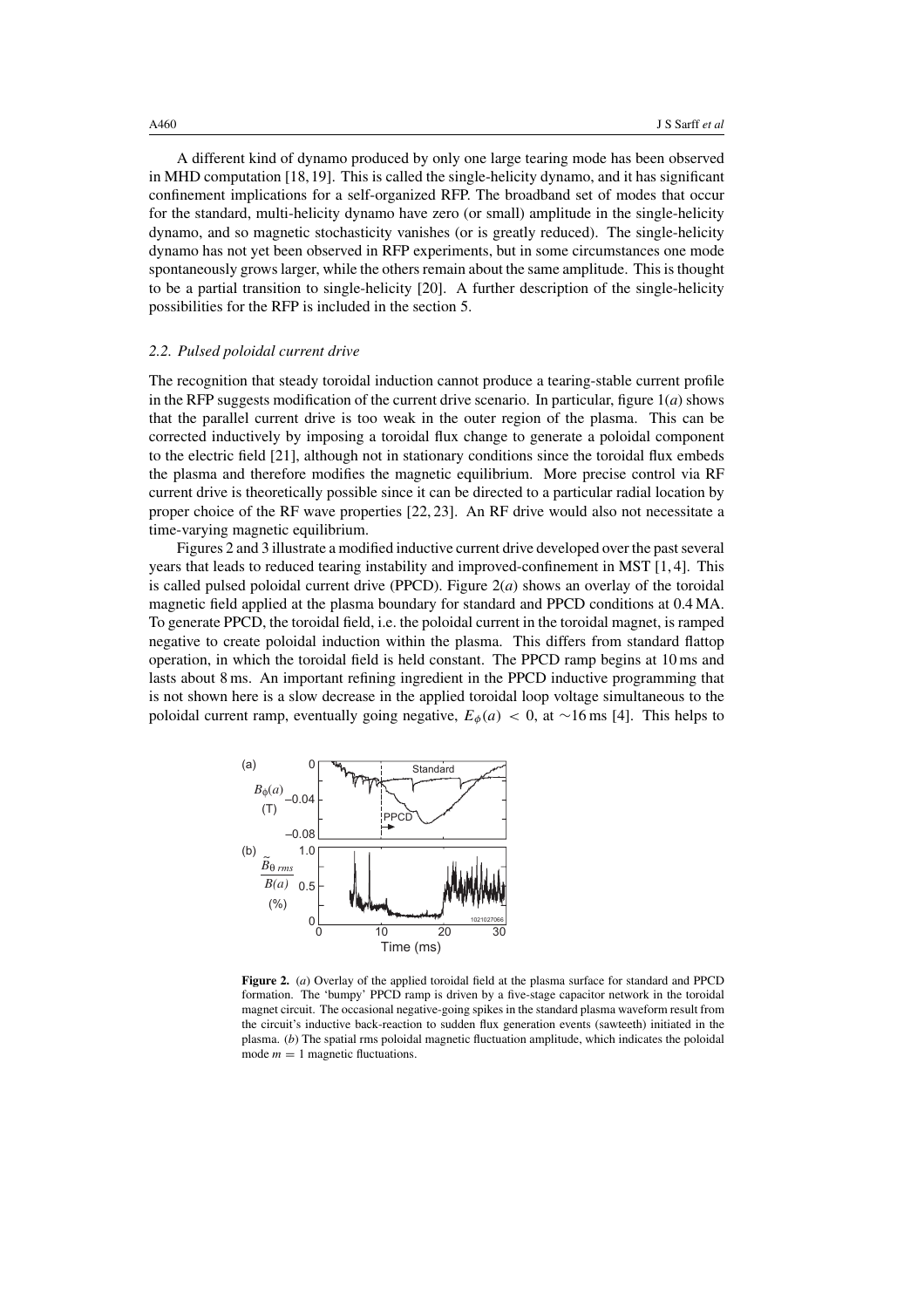A different kind of dynamo produced by only one large tearing mode has been observed in MHD computation [18, 19]. This is called the single-helicity dynamo, and it has significant confinement implications for a self-organized RFP. The broadband set of modes that occur for the standard, multi-helicity dynamo have zero (or small) amplitude in the single-helicity dynamo, and so magnetic stochasticity vanishes (or is greatly reduced). The single-helicity dynamo has not yet been observed in RFP experiments, but in some circumstances one mode spontaneously grows larger, while the others remain about the same amplitude. This is thought to be a partial transition to single-helicity [20]. A further description of the single-helicity possibilities for the RFP is included in the section 5.

### 2.2. Pulsed poloidal current drive

The recognition that steady toroidal induction cannot produce a tearing-stable current profile in the RFP suggests modification of the current drive scenario. In particular, figure 1(*a*) shows that the parallel current drive is too weak in the outer region of the plasma. This can be corrected inductively by imposing a toroidal flux change to generate a poloidal component to the electric field [21], although not in stationary conditions since the toroidal flux embeds the plasma and therefore modifies the magnetic equilibrium. More precise control via RF current drive is theoretically possible since it can be directed to a particular radial location by proper choice of the RF wave properties [22, 23]. An RF drive would also not necessitate a time-varying magnetic equilibrium.

Figures 2 and 3 illustrate a modified inductive current drive developed over the past several years that leads to reduced tearing instability and improved-confinement in MST [1, 4]. This is called pulsed poloidal current drive (PPCD). Figure 2(*a*) shows an overlay of the toroidal magnetic field applied at the plasma boundary for standard and PPCD conditions at 0.4 MA. To generate PPCD, the toroidal field, i.e. the poloidal current in the toroidal magnet, is ramped negative to create poloidal induction within the plasma. This differs from standard flattop operation, in which the toroidal field is held constant. The PPCD ramp begins at 10 ms and lasts about 8 ms. An important refining ingredient in the PPCD inductive programming that is not shown here is a slow decrease in the applied toroidal loop voltage simultaneous to the poloidal current ramp, eventually going negative, $E_\phi(a) < 0$, at ∼16 ms [4]. This helps to

**Figure 2.** (*a*) Overlay of the applied toroidal field at the plasma surface for standard and PPCD formation. The 'bumpy' PPCD ramp is driven by a five-stage capacitor network in the toroidal magnet circuit. The occasional negative-going spikes in the standard plasma waveform result from the circuit's inductive back-reaction to sudden flux generation events (sawteeth) initiated in the plasma. (*b*) The spatial rms poloidal magnetic fluctuation amplitude, which indicates the poloidal mode $m = 1$ magnetic fluctuations.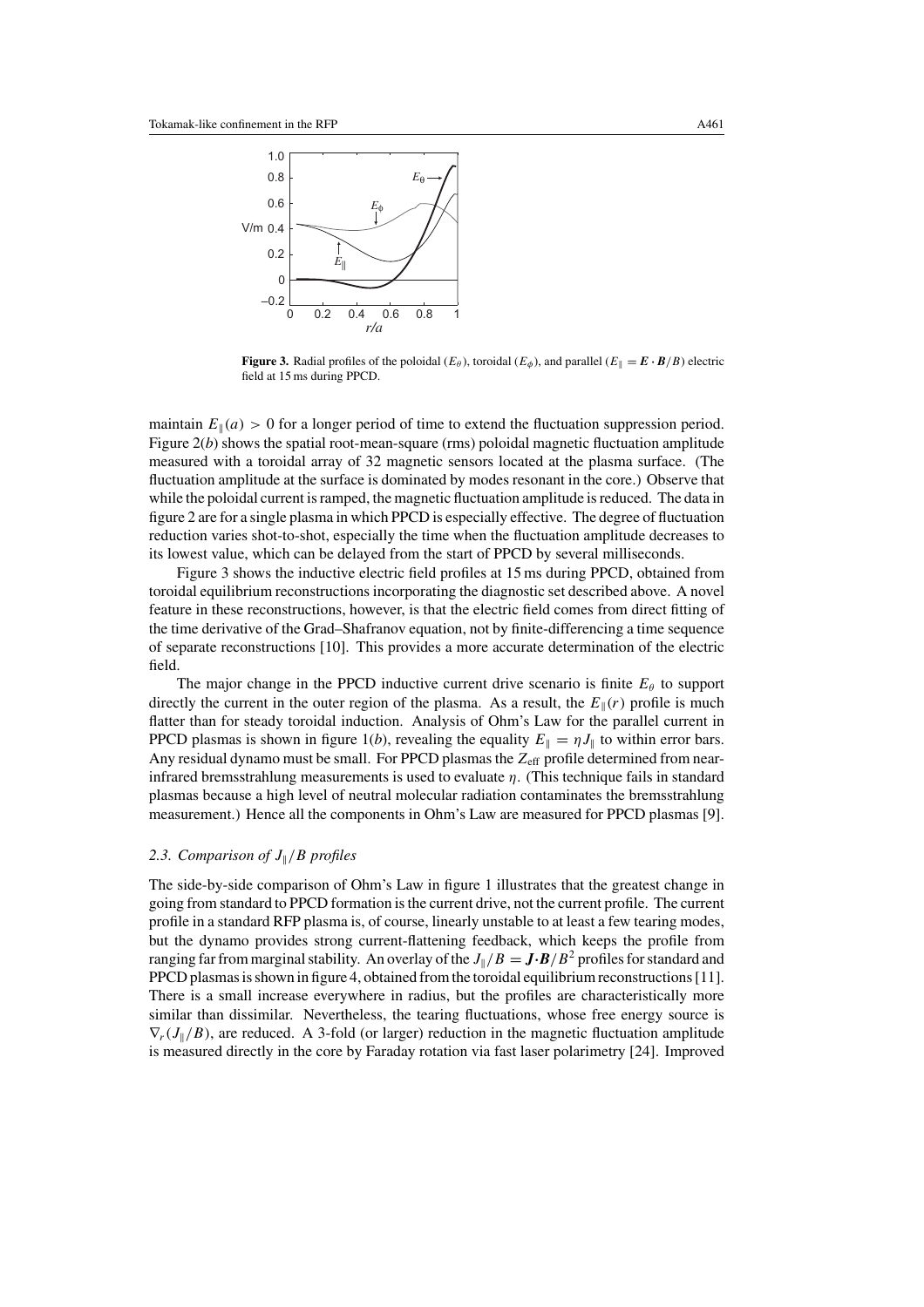**Figure 3.** Radial profiles of the poloidal ($E_\theta$), toroidal ($E_\phi$), and parallel ($E_\parallel = \boldsymbol{E}\cdot\boldsymbol{B}/B$) electric field at 15 ms during PPCD.

maintain $E_\parallel(a) > 0$ for a longer period of time to extend the fluctuation suppression period. Figure 2(*b*) shows the spatial root-mean-square (rms) poloidal magnetic fluctuation amplitude measured with a toroidal array of 32 magnetic sensors located at the plasma surface. (The fluctuation amplitude at the surface is dominated by modes resonant in the core.) Observe that while the poloidal current is ramped, the magnetic fluctuation amplitude is reduced. The data in figure 2 are for a single plasma in which PPCD is especially effective. The degree of fluctuation reduction varies shot-to-shot, especially the time when the fluctuation amplitude decreases to its lowest value, which can be delayed from the start of PPCD by several milliseconds.

Figure 3 shows the inductive electric field profiles at 15 ms during PPCD, obtained from toroidal equilibrium reconstructions incorporating the diagnostic set described above. A novel feature in these reconstructions, however, is that the electric field comes from direct fitting of the time derivative of the Grad–Shafranov equation, not by finite-differencing a time sequence of separate reconstructions [10]. This provides a more accurate determination of the electric field.

The major change in the PPCD inductive current drive scenario is finite $E_\theta$ to support directly the current in the outer region of the plasma. As a result, the $E_\parallel(r)$ profile is much flatter than for steady toroidal induction. Analysis of Ohm's Law for the parallel current in PPCD plasmas is shown in figure 1(*b*), revealing the equality $E_\parallel = \eta J_\parallel$ to within error bars. Any residual dynamo must be small. For PPCD plasmas the $Z_{\mathrm{eff}}$ profile determined from near-infrared bremsstrahlung measurements is used to evaluate $\eta$. (This technique fails in standard plasmas because a high level of neutral molecular radiation contaminates the bremsstrahlung measurement.) Hence all the components in Ohm's Law are measured for PPCD plasmas [9].

### 2.3. Comparison of $J_\parallel/B$ profiles

The side-by-side comparison of Ohm's Law in figure 1 illustrates that the greatest change in going from standard to PPCD formation is the current drive, not the current profile. The current profile in a standard RFP plasma is, of course, linearly unstable to at least a few tearing modes, but the dynamo provides strong current-flattening feedback, which keeps the profile from ranging far from marginal stability. An overlay of the $J_\parallel/B = \boldsymbol{J}\cdot\boldsymbol{B}/B^2$ profiles for standard and PPCD plasmas is shown in figure 4, obtained from the toroidal equilibrium reconstructions [11]. There is a small increase everywhere in radius, but the profiles are characteristically more similar than dissimilar. Nevertheless, the tearing fluctuations, whose free energy source is $\nabla_r(J_\parallel/B)$, are reduced. A 3-fold (or larger) reduction in the magnetic fluctuation amplitude is measured directly in the core by Faraday rotation via fast laser polarimetry [24]. Improved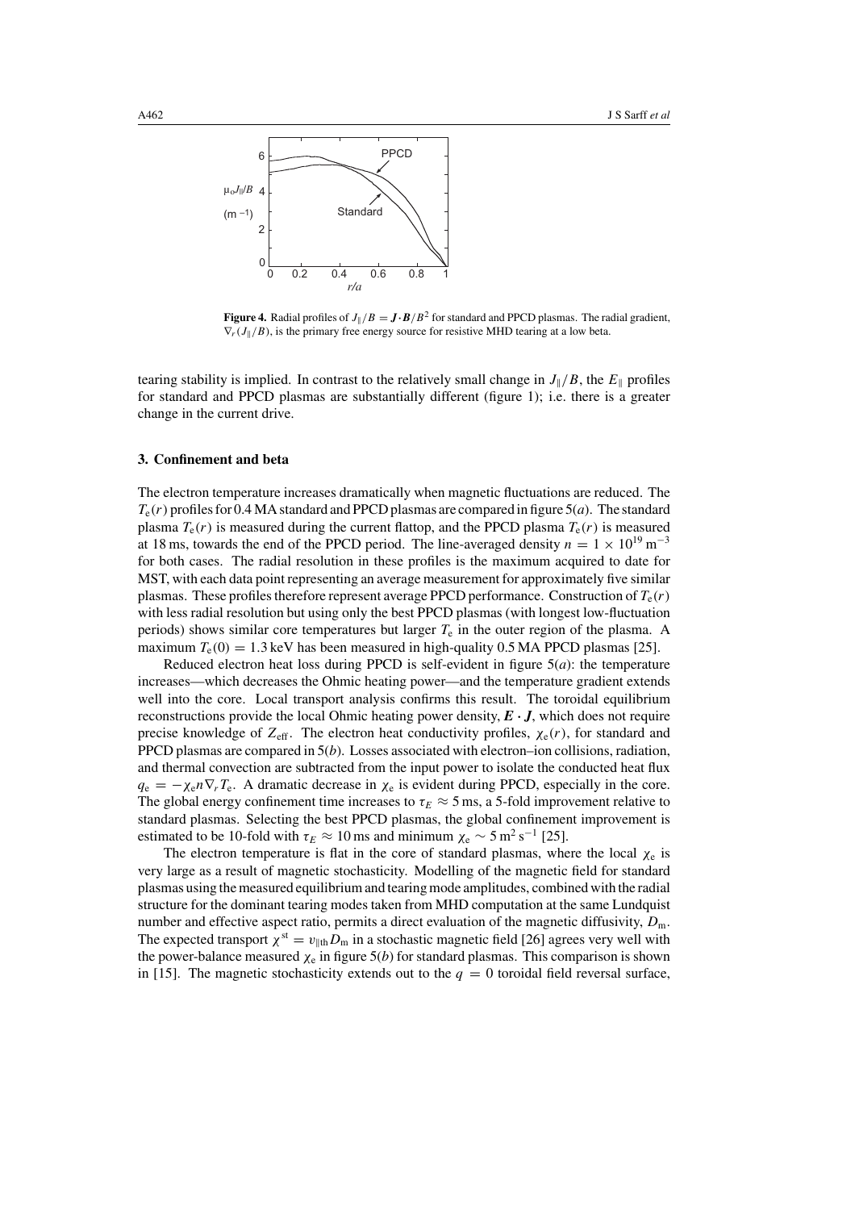**Figure 4.** Radial profiles of $J_\parallel/B = \boldsymbol{J}\cdot\boldsymbol{B}/B^2$ for standard and PPCD plasmas. The radial gradient, $\nabla_r(J_\parallel/B)$, is the primary free energy source for resistive MHD tearing at a low beta.

tearing stability is implied. In contrast to the relatively small change in $J_\parallel/B$, the $E_\parallel$ profiles for standard and PPCD plasmas are substantially different (figure 1); i.e. there is a greater change in the current drive.

### 3. Confinement and beta

The electron temperature increases dramatically when magnetic fluctuations are reduced. The $T_e(r)$ profiles for 0.4 MA standard and PPCD plasmas are compared in figure 5(*a*). The standard plasma $T_e(r)$ is measured during the current flattop, and the PPCD plasma $T_e(r)$ is measured at 18 ms, towards the end of the PPCD period. The line-averaged density $n = 1 \times 10^{19}\,\text{m}^{-3}$ for both cases. The radial resolution in these profiles is the maximum acquired to date for MST, with each data point representing an average measurement for approximately five similar plasmas. These profiles therefore represent average PPCD performance. Construction of $T_e(r)$ with less radial resolution but using only the best PPCD plasmas (with longest low-fluctuation periods) shows similar core temperatures but larger $T_e$ in the outer region of the plasma. A maximum $T_e(0) = 1.3$ keV has been measured in high-quality 0.5 MA PPCD plasmas [25].

Reduced electron heat loss during PPCD is self-evident in figure 5(*a*): the temperature increases—which decreases the Ohmic heating power—and the temperature gradient extends well into the core. Local transport analysis confirms this result. The toroidal equilibrium reconstructions provide the local Ohmic heating power density, $\boldsymbol{E}\cdot\boldsymbol{J}$, which does not require precise knowledge of $Z_{\text{eff}}$. The electron heat conductivity profiles, $\chi_e(r)$, for standard and PPCD plasmas are compared in 5(*b*). Losses associated with electron–ion collisions, radiation, and thermal convection are subtracted from the input power to isolate the conducted heat flux $q_e = -\chi_e n \nabla_r T_e$. A dramatic decrease in $\chi_e$ is evident during PPCD, especially in the core. The global energy confinement time increases to $\tau_E \approx 5$ ms, a 5-fold improvement relative to standard plasmas. Selecting the best PPCD plasmas, the global confinement improvement is estimated to be 10-fold with $\tau_E \approx 10$ ms and minimum $\chi_e \sim 5\,\text{m}^2\,\text{s}^{-1}$ [25].

The electron temperature is flat in the core of standard plasmas, where the local $\chi_e$ is very large as a result of magnetic stochasticity. Modelling of the magnetic field for standard plasmas using the measured equilibrium and tearing mode amplitudes, combined with the radial structure for the dominant tearing modes taken from MHD computation at the same Lundquist number and effective aspect ratio, permits a direct evaluation of the magnetic diffusivity, $D_m$. The expected transport $\chi^{\text{st}} = v_{\parallel\text{th}} D_m$ in a stochastic magnetic field [26] agrees very well with the power-balance measured $\chi_e$ in figure 5(*b*) for standard plasmas. This comparison is shown in [15]. The magnetic stochasticity extends out to the $q = 0$ toroidal field reversal surface,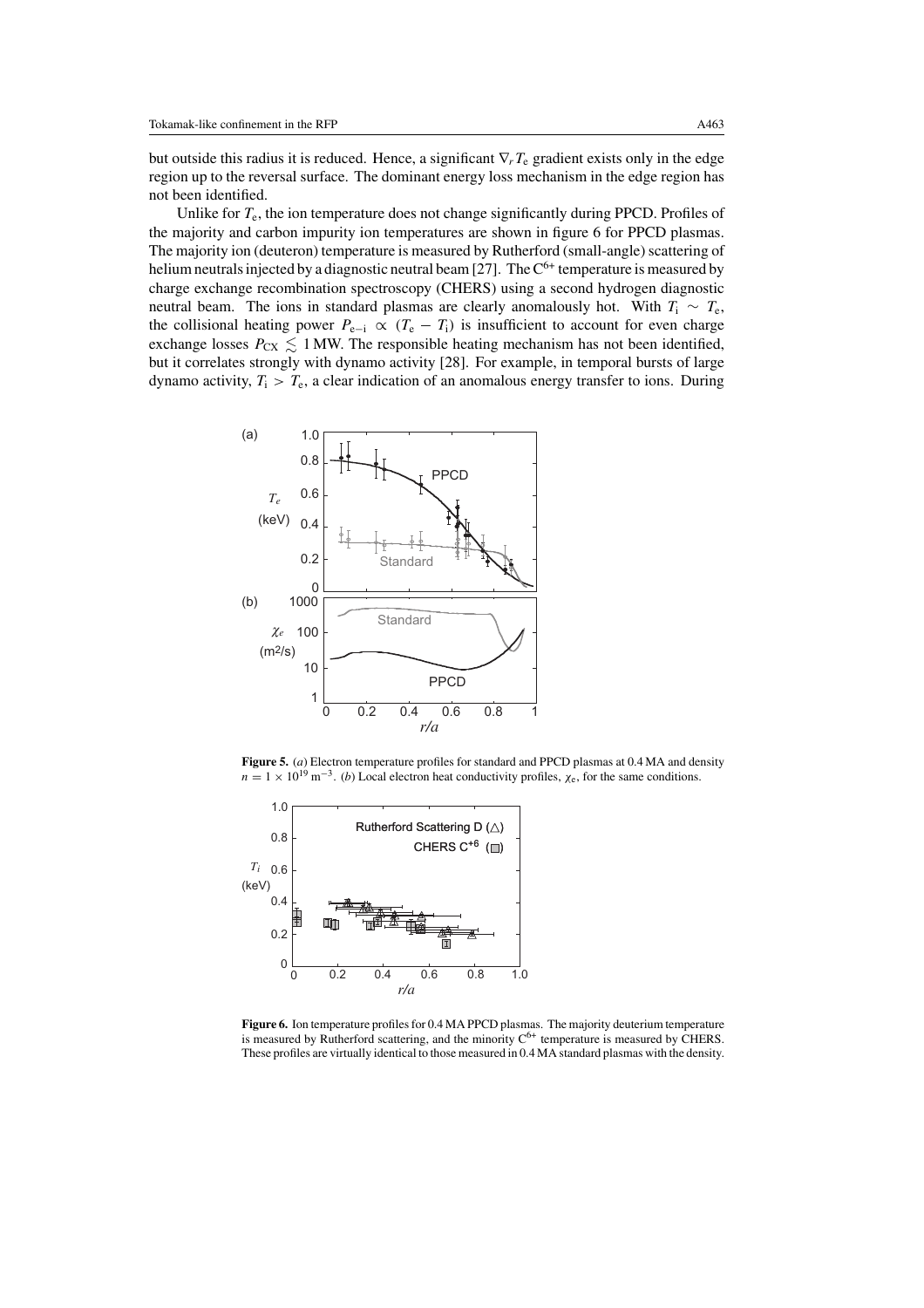but outside this radius it is reduced. Hence, a significant $\nabla_r T_e$ gradient exists only in the edge region up to the reversal surface. The dominant energy loss mechanism in the edge region has not been identified.

Unlike for $T_e$, the ion temperature does not change significantly during PPCD. Profiles of the majority and carbon impurity ion temperatures are shown in figure 6 for PPCD plasmas. The majority ion (deuteron) temperature is measured by Rutherford (small-angle) scattering of helium neutrals injected by a diagnostic neutral beam [27]. The $C^{6+}$ temperature is measured by charge exchange recombination spectroscopy (CHERS) using a second hydrogen diagnostic neutral beam. The ions in standard plasmas are clearly anomalously hot. With $T_i \sim T_e$, the collisional heating power $P_{e-i} \propto (T_e - T_i)$ is insufficient to account for even charge exchange losses $P_{CX} \lesssim 1$ MW. The responsible heating mechanism has not been identified, but it correlates strongly with dynamo activity [28]. For example, in temporal bursts of large dynamo activity, $T_i > T_e$, a clear indication of an anomalous energy transfer to ions. During

**Figure 5.** (*a*) Electron temperature profiles for standard and PPCD plasmas at 0.4 MA and density $n = 1 \times 10^{19}$ m$^{-3}$. (*b*) Local electron heat conductivity profiles, $\chi_e$, for the same conditions.

**Figure 6.** Ion temperature profiles for 0.4 MA PPCD plasmas. The majority deuterium temperature is measured by Rutherford scattering, and the minority $C^{6+}$ temperature is measured by CHERS. These profiles are virtually identical to those measured in 0.4 MA standard plasmas with the density.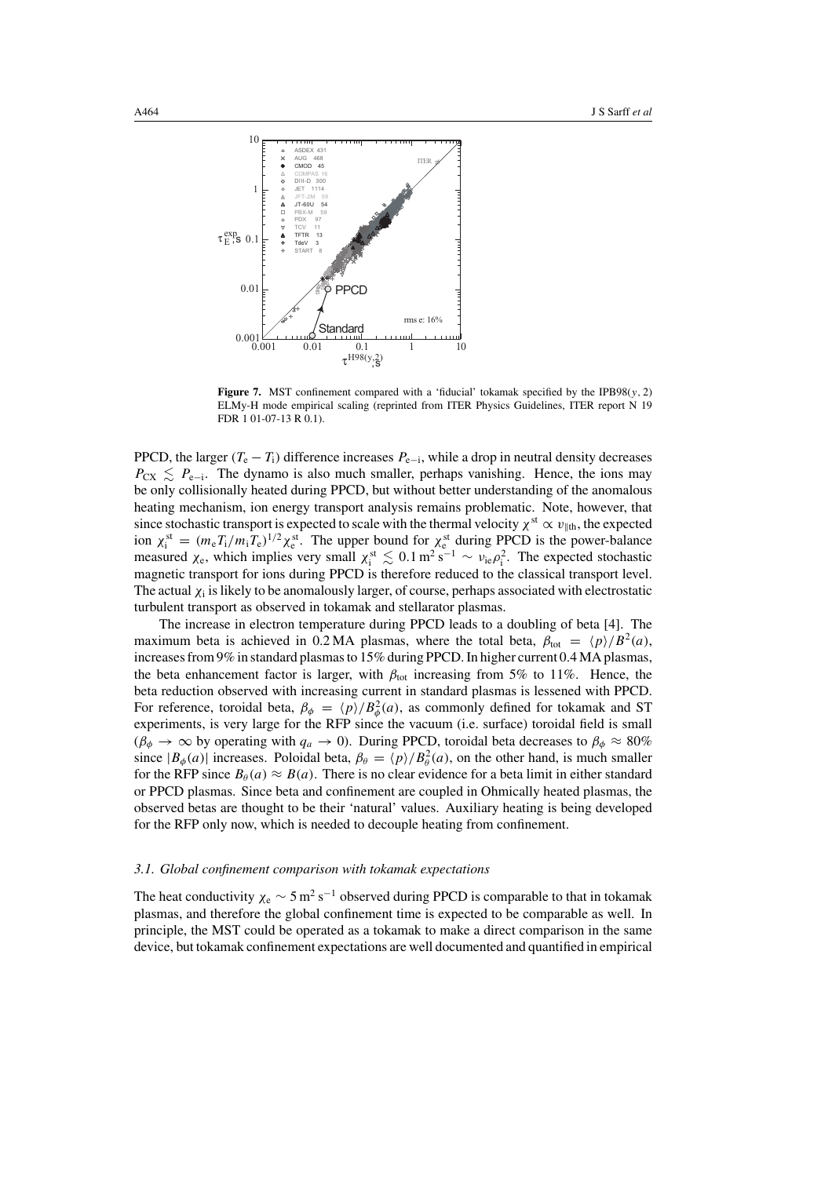**Figure 7.** MST confinement compared with a 'fiducial' tokamak specified by the IPB98($y$, 2) ELMy-H mode empirical scaling (reprinted from ITER Physics Guidelines, ITER report N 19 FDR 1 01-07-13 R 0.1).

PPCD, the larger ($T_e - T_i$) difference increases $P_{e-i}$, while a drop in neutral density decreases $P_{CX} \lesssim P_{e-i}$. The dynamo is also much smaller, perhaps vanishing. Hence, the ions may be only collisionally heated during PPCD, but without better understanding of the anomalous heating mechanism, ion energy transport analysis remains problematic. Note, however, that since stochastic transport is expected to scale with the thermal velocity $\chi^{st} \propto v_{\|th}$, the expected ion $\chi_i^{st} = (m_e T_i / m_i T_e)^{1/2} \chi_e^{st}$. The upper bound for $\chi_e^{st}$ during PPCD is the power-balance measured $\chi_e$, which implies very small $\chi_i^{st} \lesssim 0.1\,\mathrm{m^2\,s^{-1}} \sim \nu_{ie}\rho_i^2$. The expected stochastic magnetic transport for ions during PPCD is therefore reduced to the classical transport level. The actual $\chi_i$ is likely to be anomalously larger, of course, perhaps associated with electrostatic turbulent transport as observed in tokamak and stellarator plasmas.

The increase in electron temperature during PPCD leads to a doubling of beta [4]. The maximum beta is achieved in 0.2 MA plasmas, where the total beta, $\beta_{tot} = \langle p \rangle / B^2(a)$, increases from 9% in standard plasmas to 15% during PPCD. In higher current 0.4 MA plasmas, the beta enhancement factor is larger, with $\beta_{tot}$ increasing from 5% to 11%. Hence, the beta reduction observed with increasing current in standard plasmas is lessened with PPCD. For reference, toroidal beta, $\beta_\phi = \langle p \rangle / B_\phi^2(a)$, as commonly defined for tokamak and ST experiments, is very large for the RFP since the vacuum (i.e. surface) toroidal field is small ($\beta_\phi \to \infty$ by operating with $q_a \to 0$). During PPCD, toroidal beta decreases to $\beta_\phi \approx 80\%$ since $|B_\phi(a)|$ increases. Poloidal beta, $\beta_\theta = \langle p \rangle / B_\theta^2(a)$, on the other hand, is much smaller for the RFP since $B_\theta(a) \approx B(a)$. There is no clear evidence for a beta limit in either standard or PPCD plasmas. Since beta and confinement are coupled in Ohmically heated plasmas, the observed betas are thought to be their 'natural' values. Auxiliary heating is being developed for the RFP only now, which is needed to decouple heating from confinement.

### 3.1. Global confinement comparison with tokamak expectations

The heat conductivity $\chi_e \sim 5\,\mathrm{m^2\,s^{-1}}$ observed during PPCD is comparable to that in tokamak plasmas, and therefore the global confinement time is expected to be comparable as well. In principle, the MST could be operated as a tokamak to make a direct comparison in the same device, but tokamak confinement expectations are well documented and quantified in empirical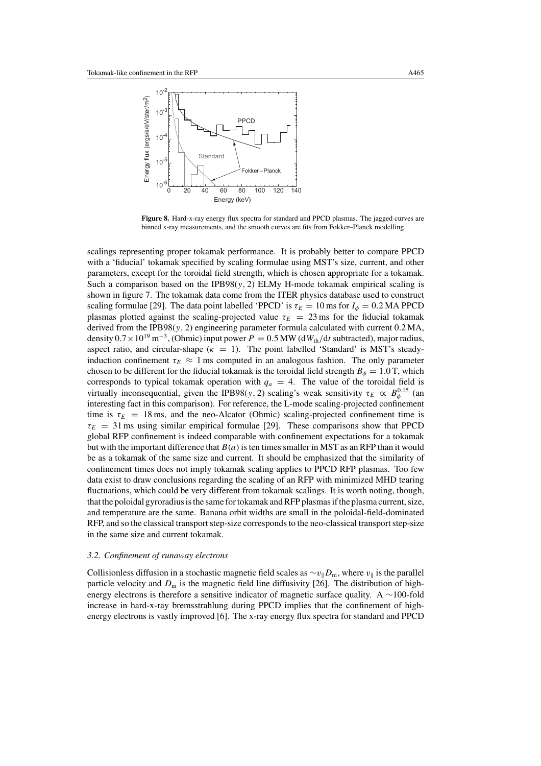**Figure 8.** Hard-x-ray energy flux spectra for standard and PPCD plasmas. The jagged curves are binned x-ray measurements, and the smooth curves are fits from Fokker–Planck modelling.

scalings representing proper tokamak performance. It is probably better to compare PPCD with a 'fiducial' tokamak specified by scaling formulae using MST's size, current, and other parameters, except for the toroidal field strength, which is chosen appropriate for a tokamak. Such a comparison based on the IPB98$(y, 2)$ ELMy H-mode tokamak empirical scaling is shown in figure 7. The tokamak data come from the ITER physics database used to construct scaling formulae [29]. The data point labelled 'PPCD' is $\tau_E = 10$ ms for $I_\phi = 0.2$ MA PPCD plasmas plotted against the scaling-projected value $\tau_E = 23$ ms for the fiducial tokamak derived from the IPB98$(y, 2)$ engineering parameter formula calculated with current 0.2 MA, density $0.7 \times 10^{19}$ m$^{-3}$, (Ohmic) input power $P = 0.5$ MW ($\mathrm{d}W_{\mathrm{th}}/\mathrm{d}t$ subtracted), major radius, aspect ratio, and circular-shape ($\kappa = 1$). The point labelled 'Standard' is MST's steady-induction confinement $\tau_E \approx 1$ ms computed in an analogous fashion. The only parameter chosen to be different for the fiducial tokamak is the toroidal field strength $B_\phi = 1.0$ T, which corresponds to typical tokamak operation with $q_a = 4$. The value of the toroidal field is virtually inconsequential, given the IPB98$(y, 2)$ scaling's weak sensitivity $\tau_E \propto B_\phi^{0.15}$ (an interesting fact in this comparison). For reference, the L-mode scaling-projected confinement time is $\tau_E = 18$ ms, and the neo-Alcator (Ohmic) scaling-projected confinement time is $\tau_E = 31$ ms using similar empirical formulae [29]. These comparisons show that PPCD global RFP confinement is indeed comparable with confinement expectations for a tokamak but with the important difference that $B(a)$ is ten times smaller in MST as an RFP than it would be as a tokamak of the same size and current. It should be emphasized that the similarity of confinement times does not imply tokamak scaling applies to PPCD RFP plasmas. Too few data exist to draw conclusions regarding the scaling of an RFP with minimized MHD tearing fluctuations, which could be very different from tokamak scalings. It is worth noting, though, that the poloidal gyroradius is the same for tokamak and RFP plasmas if the plasma current, size, and temperature are the same. Banana orbit widths are small in the poloidal-field-dominated RFP, and so the classical transport step-size corresponds to the neo-classical transport step-size in the same size and current tokamak.

### *3.2. Confinement of runaway electrons*

Collisionless diffusion in a stochastic magnetic field scales as $\sim v_\parallel D_{\mathrm{m}}$, where $v_\parallel$ is the parallel particle velocity and $D_{\mathrm{m}}$ is the magnetic field line diffusivity [26]. The distribution of high-energy electrons is therefore a sensitive indicator of magnetic surface quality. A $\sim$100-fold increase in hard-x-ray bremsstrahlung during PPCD implies that the confinement of high-energy electrons is vastly improved [6]. The x-ray energy flux spectra for standard and PPCD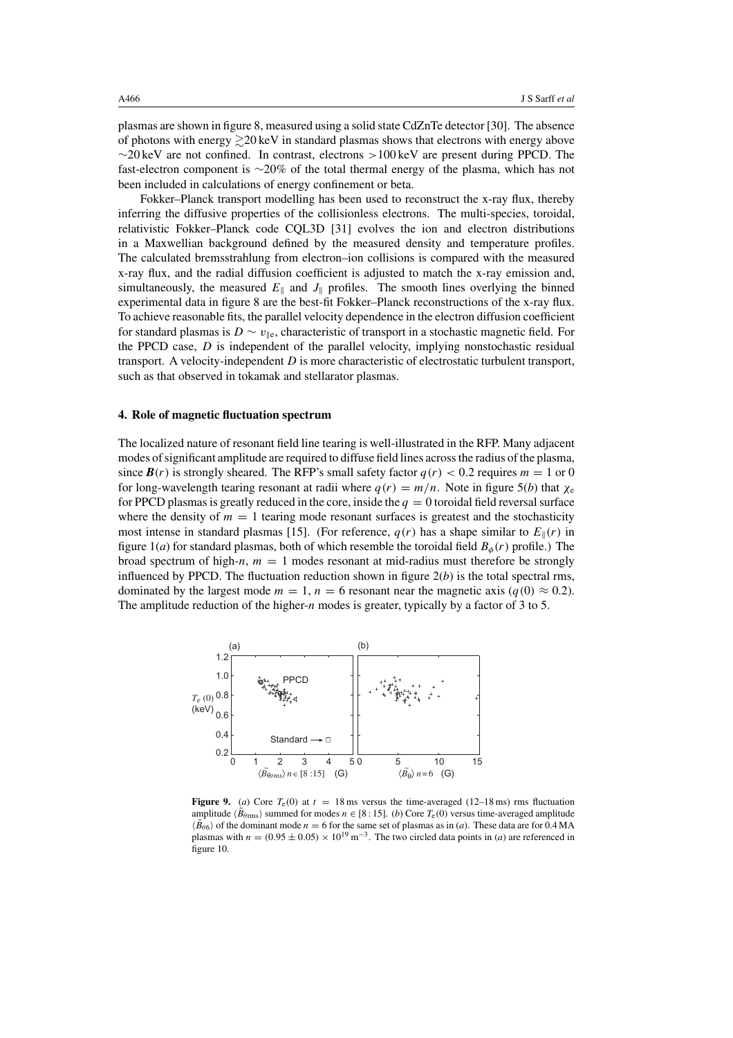plasmas are shown in figure 8, measured using a solid state CdZnTe detector [30]. The absence of photons with energy $\gtrsim$20 keV in standard plasmas shows that electrons with energy above $\sim$20 keV are not confined. In contrast, electrons >100 keV are present during PPCD. The fast-electron component is $\sim$20% of the total thermal energy of the plasma, which has not been included in calculations of energy confinement or beta.

Fokker–Planck transport modelling has been used to reconstruct the x-ray flux, thereby inferring the diffusive properties of the collisionless electrons. The multi-species, toroidal, relativistic Fokker–Planck code CQL3D [31] evolves the ion and electron distributions in a Maxwellian background defined by the measured density and temperature profiles. The calculated bremsstrahlung from electron–ion collisions is compared with the measured x-ray flux, and the radial diffusion coefficient is adjusted to match the x-ray emission and, simultaneously, the measured $E_\parallel$ and $J_\parallel$ profiles. The smooth lines overlying the binned experimental data in figure 8 are the best-fit Fokker–Planck reconstructions of the x-ray flux. To achieve reasonable fits, the parallel velocity dependence in the electron diffusion coefficient for standard plasmas is $D \sim v_{\parallel e}$, characteristic of transport in a stochastic magnetic field. For the PPCD case, $D$ is independent of the parallel velocity, implying nonstochastic residual transport. A velocity-independent $D$ is more characteristic of electrostatic turbulent transport, such as that observed in tokamak and stellarator plasmas.

## 4. Role of magnetic fluctuation spectrum

The localized nature of resonant field line tearing is well-illustrated in the RFP. Many adjacent modes of significant amplitude are required to diffuse field lines across the radius of the plasma, since $\boldsymbol{B}(r)$ is strongly sheared. The RFP's small safety factor $q(r) < 0.2$ requires $m = 1$ or 0 for long-wavelength tearing resonant at radii where $q(r) = m/n$. Note in figure 5(*b*) that $\chi_e$ for PPCD plasmas is greatly reduced in the core, inside the $q = 0$ toroidal field reversal surface where the density of $m = 1$ tearing mode resonant surfaces is greatest and the stochasticity most intense in standard plasmas [15]. (For reference, $q(r)$ has a shape similar to $E_\parallel(r)$ in figure 1(*a*) for standard plasmas, both of which resemble the toroidal field $B_\phi(r)$ profile.) The broad spectrum of high-$n$, $m = 1$ modes resonant at mid-radius must therefore be strongly influenced by PPCD. The fluctuation reduction shown in figure 2(*b*) is the total spectral rms, dominated by the largest mode $m = 1$, $n = 6$ resonant near the magnetic axis ($q(0) \approx 0.2$). The amplitude reduction of the higher-$n$ modes is greater, typically by a factor of 3 to 5.

**Figure 9.** (*a*) Core $T_e(0)$ at $t = 18$ ms versus the time-averaged (12–18 ms) rms fluctuation amplitude $\langle \tilde{B}_{\theta \mathrm{rms}} \rangle$ summed for modes $n \in [8:15]$. (*b*) Core $T_e(0)$ versus time-averaged amplitude $\langle \tilde{B}_{\theta 6} \rangle$ of the dominant mode $n = 6$ for the same set of plasmas as in (*a*). These data are for 0.4 MA plasmas with $n = (0.95 \pm 0.05) \times 10^{19}\,\mathrm{m}^{-3}$. The two circled data points in (*a*) are referenced in figure 10.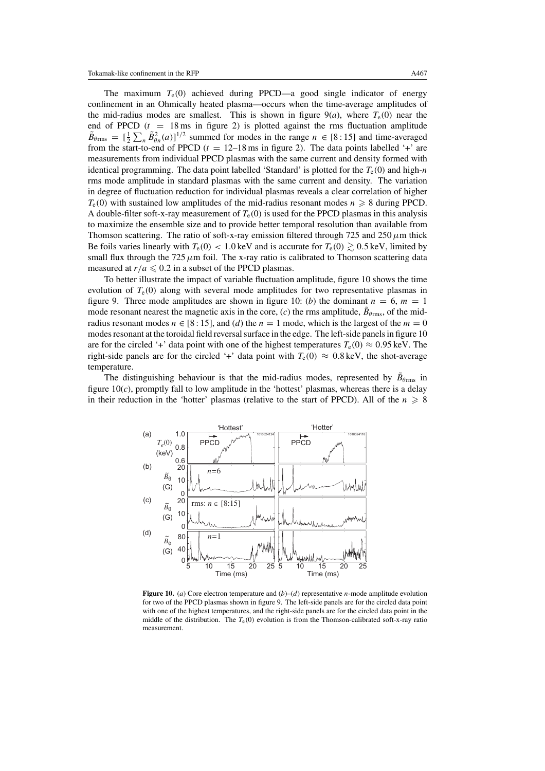The maximum $T_e(0)$ achieved during PPCD—a good single indicator of energy confinement in an Ohmically heated plasma—occurs when the time-average amplitudes of the mid-radius modes are smallest. This is shown in figure 9(*a*), where $T_e(0)$ near the end of PPCD ($t = 18$ ms in figure 2) is plotted against the rms fluctuation amplitude $\tilde{B}_{\theta\mathrm{rms}} = [\frac{1}{2}\sum_n \tilde{B}_{\theta n}^2(a)]^{1/2}$ summed for modes in the range $n \in [8:15]$ and time-averaged from the start-to-end of PPCD ($t = 12$–$18$ ms in figure 2). The data points labelled '+' are measurements from individual PPCD plasmas with the same current and density formed with identical programming. The data point labelled 'Standard' is plotted for the $T_e(0)$ and high-$n$ rms mode amplitude in standard plasmas with the same current and density. The variation in degree of fluctuation reduction for individual plasmas reveals a clear correlation of higher $T_e(0)$ with sustained low amplitudes of the mid-radius resonant modes $n \geqslant 8$ during PPCD. A double-filter soft-x-ray measurement of $T_e(0)$ is used for the PPCD plasmas in this analysis to maximize the ensemble size and to provide better temporal resolution than available from Thomson scattering. The ratio of soft-x-ray emission filtered through 725 and 250 $\mu$m thick Be foils varies linearly with $T_e(0) < 1.0$ keV and is accurate for $T_e(0) \gtrsim 0.5$ keV, limited by small flux through the 725 $\mu$m foil. The x-ray ratio is calibrated to Thomson scattering data measured at $r/a \leqslant 0.2$ in a subset of the PPCD plasmas.

To better illustrate the impact of variable fluctuation amplitude, figure 10 shows the time evolution of $T_e(0)$ along with several mode amplitudes for two representative plasmas in figure 9. Three mode amplitudes are shown in figure 10: (*b*) the dominant $n = 6$, $m = 1$ mode resonant nearest the magnetic axis in the core, (*c*) the rms amplitude, $\tilde{B}_{\theta\mathrm{rms}}$, of the mid-radius resonant modes $n \in [8:15]$, and (*d*) the $n = 1$ mode, which is the largest of the $m = 0$ modes resonant at the toroidal field reversal surface in the edge. The left-side panels in figure 10 are for the circled '+' data point with one of the highest temperatures $T_e(0) \approx 0.95$ keV. The right-side panels are for the circled '+' data point with $T_e(0) \approx 0.8$ keV, the shot-average temperature.

The distinguishing behaviour is that the mid-radius modes, represented by $\tilde{B}_{\theta\mathrm{rms}}$ in figure 10(*c*), promptly fall to low amplitude in the 'hottest' plasmas, whereas there is a delay in their reduction in the 'hotter' plasmas (relative to the start of PPCD). All of the $n \geqslant 8$

**Figure 10.** (*a*) Core electron temperature and (*b*)–(*d*) representative $n$-mode amplitude evolution for two of the PPCD plasmas shown in figure 9. The left-side panels are for the circled data point with one of the highest temperatures, and the right-side panels are for the circled data point in the middle of the distribution. The $T_e(0)$ evolution is from the Thomson-calibrated soft-x-ray ratio measurement.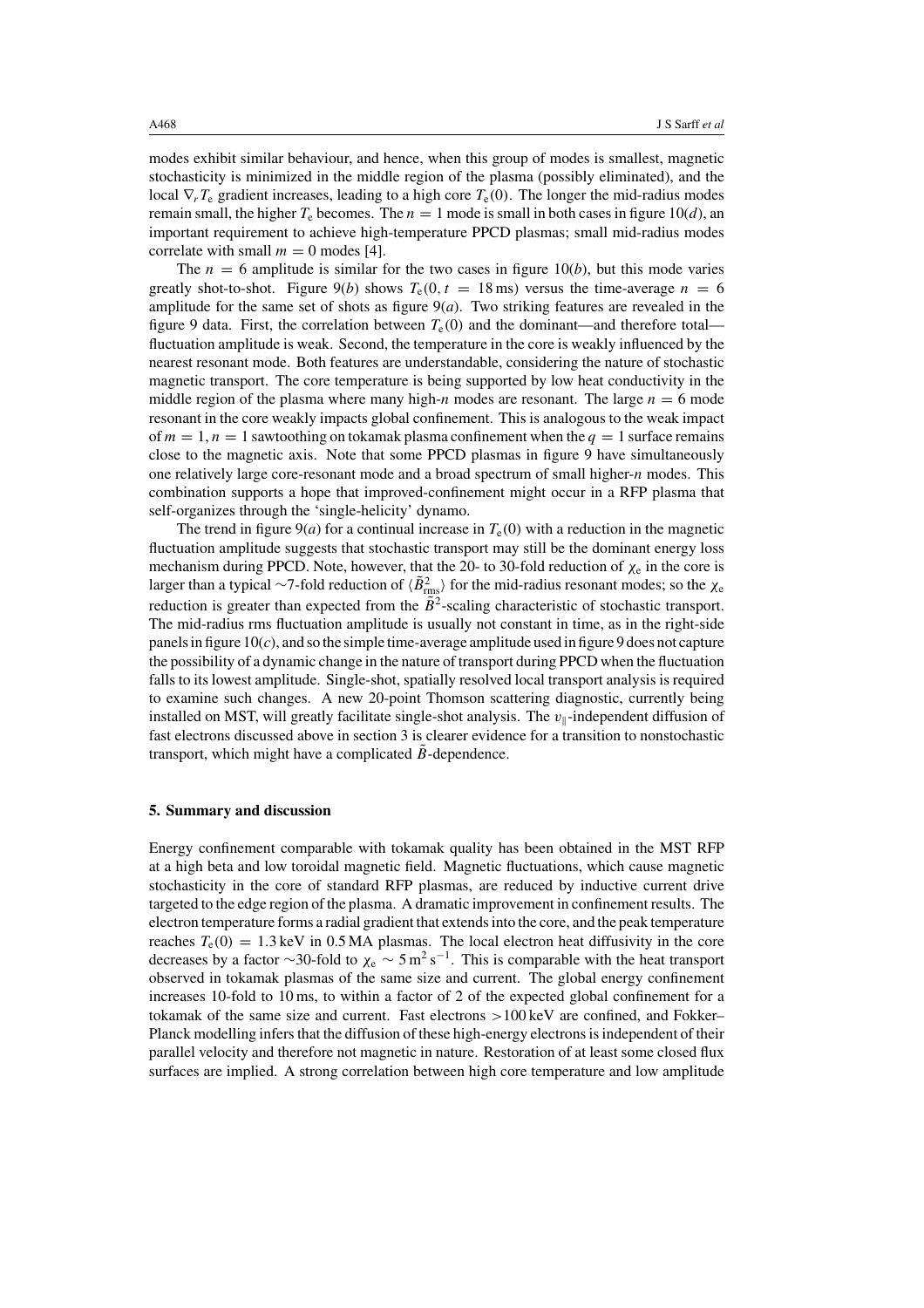modes exhibit similar behaviour, and hence, when this group of modes is smallest, magnetic stochasticity is minimized in the middle region of the plasma (possibly eliminated), and the local $\nabla_r T_e$ gradient increases, leading to a high core $T_e(0)$. The longer the mid-radius modes remain small, the higher $T_e$ becomes. The $n = 1$ mode is small in both cases in figure 10(*d*), an important requirement to achieve high-temperature PPCD plasmas; small mid-radius modes correlate with small $m = 0$ modes [4].

The $n = 6$ amplitude is similar for the two cases in figure 10(*b*), but this mode varies greatly shot-to-shot. Figure 9(*b*) shows $T_e(0, t = 18\,\text{ms})$ versus the time-average $n = 6$ amplitude for the same set of shots as figure 9(*a*). Two striking features are revealed in the figure 9 data. First, the correlation between $T_e(0)$ and the dominant—and therefore total—fluctuation amplitude is weak. Second, the temperature in the core is weakly influenced by the nearest resonant mode. Both features are understandable, considering the nature of stochastic magnetic transport. The core temperature is being supported by low heat conductivity in the middle region of the plasma where many high-*n* modes are resonant. The large $n = 6$ mode resonant in the core weakly impacts global confinement. This is analogous to the weak impact of $m = 1, n = 1$ sawtoothing on tokamak plasma confinement when the $q = 1$ surface remains close to the magnetic axis. Note that some PPCD plasmas in figure 9 have simultaneously one relatively large core-resonant mode and a broad spectrum of small higher-*n* modes. This combination supports a hope that improved-confinement might occur in a RFP plasma that self-organizes through the 'single-helicity' dynamo.

The trend in figure 9(*a*) for a continual increase in $T_e(0)$ with a reduction in the magnetic fluctuation amplitude suggests that stochastic transport may still be the dominant energy loss mechanism during PPCD. Note, however, that the 20- to 30-fold reduction of $\chi_e$ in the core is larger than a typical ~7-fold reduction of $\langle \tilde{B}^2_{\text{rms}} \rangle$ for the mid-radius resonant modes; so the $\chi_e$ reduction is greater than expected from the $\tilde{B}^2$-scaling characteristic of stochastic transport. The mid-radius rms fluctuation amplitude is usually not constant in time, as in the right-side panels in figure 10(*c*), and so the simple time-average amplitude used in figure 9 does not capture the possibility of a dynamic change in the nature of transport during PPCD when the fluctuation falls to its lowest amplitude. Single-shot, spatially resolved local transport analysis is required to examine such changes. A new 20-point Thomson scattering diagnostic, currently being installed on MST, will greatly facilitate single-shot analysis. The $v_\parallel$-independent diffusion of fast electrons discussed above in section 3 is clearer evidence for a transition to nonstochastic transport, which might have a complicated $\tilde{B}$-dependence.

## 5. Summary and discussion

Energy confinement comparable with tokamak quality has been obtained in the MST RFP at a high beta and low toroidal magnetic field. Magnetic fluctuations, which cause magnetic stochasticity in the core of standard RFP plasmas, are reduced by inductive current drive targeted to the edge region of the plasma. A dramatic improvement in confinement results. The electron temperature forms a radial gradient that extends into the core, and the peak temperature reaches $T_e(0) = 1.3\,\text{keV}$ in 0.5 MA plasmas. The local electron heat diffusivity in the core decreases by a factor ~30-fold to $\chi_e \sim 5\,\text{m}^2\,\text{s}^{-1}$. This is comparable with the heat transport observed in tokamak plasmas of the same size and current. The global energy confinement increases 10-fold to 10 ms, to within a factor of 2 of the expected global confinement for a tokamak of the same size and current. Fast electrons >100 keV are confined, and Fokker–Planck modelling infers that the diffusion of these high-energy electrons is independent of their parallel velocity and therefore not magnetic in nature. Restoration of at least some closed flux surfaces are implied. A strong correlation between high core temperature and low amplitude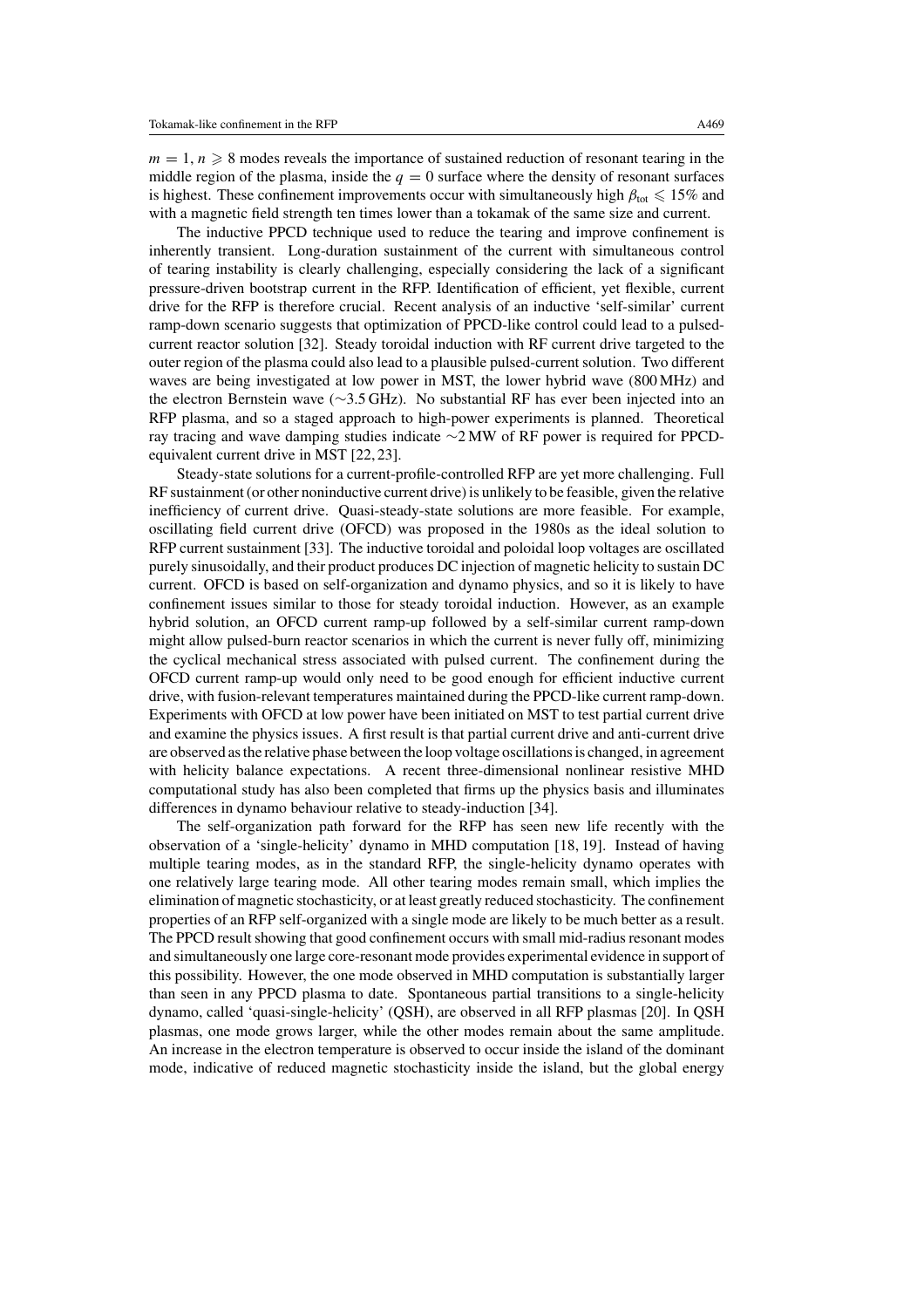$m = 1$, $n \geqslant 8$ modes reveals the importance of sustained reduction of resonant tearing in the middle region of the plasma, inside the $q = 0$ surface where the density of resonant surfaces is highest. These confinement improvements occur with simultaneously high $\beta_{\text{tot}} \leqslant 15\%$ and with a magnetic field strength ten times lower than a tokamak of the same size and current.

The inductive PPCD technique used to reduce the tearing and improve confinement is inherently transient. Long-duration sustainment of the current with simultaneous control of tearing instability is clearly challenging, especially considering the lack of a significant pressure-driven bootstrap current in the RFP. Identification of efficient, yet flexible, current drive for the RFP is therefore crucial. Recent analysis of an inductive 'self-similar' current ramp-down scenario suggests that optimization of PPCD-like control could lead to a pulsed-current reactor solution [32]. Steady toroidal induction with RF current drive targeted to the outer region of the plasma could also lead to a plausible pulsed-current solution. Two different waves are being investigated at low power in MST, the lower hybrid wave (800 MHz) and the electron Bernstein wave (~3.5 GHz). No substantial RF has ever been injected into an RFP plasma, and so a staged approach to high-power experiments is planned. Theoretical ray tracing and wave damping studies indicate ~2 MW of RF power is required for PPCD-equivalent current drive in MST [22, 23].

Steady-state solutions for a current-profile-controlled RFP are yet more challenging. Full RF sustainment (or other noninductive current drive) is unlikely to be feasible, given the relative inefficiency of current drive. Quasi-steady-state solutions are more feasible. For example, oscillating field current drive (OFCD) was proposed in the 1980s as the ideal solution to RFP current sustainment [33]. The inductive toroidal and poloidal loop voltages are oscillated purely sinusoidally, and their product produces DC injection of magnetic helicity to sustain DC current. OFCD is based on self-organization and dynamo physics, and so it is likely to have confinement issues similar to those for steady toroidal induction. However, as an example hybrid solution, an OFCD current ramp-up followed by a self-similar current ramp-down might allow pulsed-burn reactor scenarios in which the current is never fully off, minimizing the cyclical mechanical stress associated with pulsed current. The confinement during the OFCD current ramp-up would only need to be good enough for efficient inductive current drive, with fusion-relevant temperatures maintained during the PPCD-like current ramp-down. Experiments with OFCD at low power have been initiated on MST to test partial current drive and examine the physics issues. A first result is that partial current drive and anti-current drive are observed as the relative phase between the loop voltage oscillations is changed, in agreement with helicity balance expectations. A recent three-dimensional nonlinear resistive MHD computational study has also been completed that firms up the physics basis and illuminates differences in dynamo behaviour relative to steady-induction [34].

The self-organization path forward for the RFP has seen new life recently with the observation of a 'single-helicity' dynamo in MHD computation [18, 19]. Instead of having multiple tearing modes, as in the standard RFP, the single-helicity dynamo operates with one relatively large tearing mode. All other tearing modes remain small, which implies the elimination of magnetic stochasticity, or at least greatly reduced stochasticity. The confinement properties of an RFP self-organized with a single mode are likely to be much better as a result. The PPCD result showing that good confinement occurs with small mid-radius resonant modes and simultaneously one large core-resonant mode provides experimental evidence in support of this possibility. However, the one mode observed in MHD computation is substantially larger than seen in any PPCD plasma to date. Spontaneous partial transitions to a single-helicity dynamo, called 'quasi-single-helicity' (QSH), are observed in all RFP plasmas [20]. In QSH plasmas, one mode grows larger, while the other modes remain about the same amplitude. An increase in the electron temperature is observed to occur inside the island of the dominant mode, indicative of reduced magnetic stochasticity inside the island, but the global energy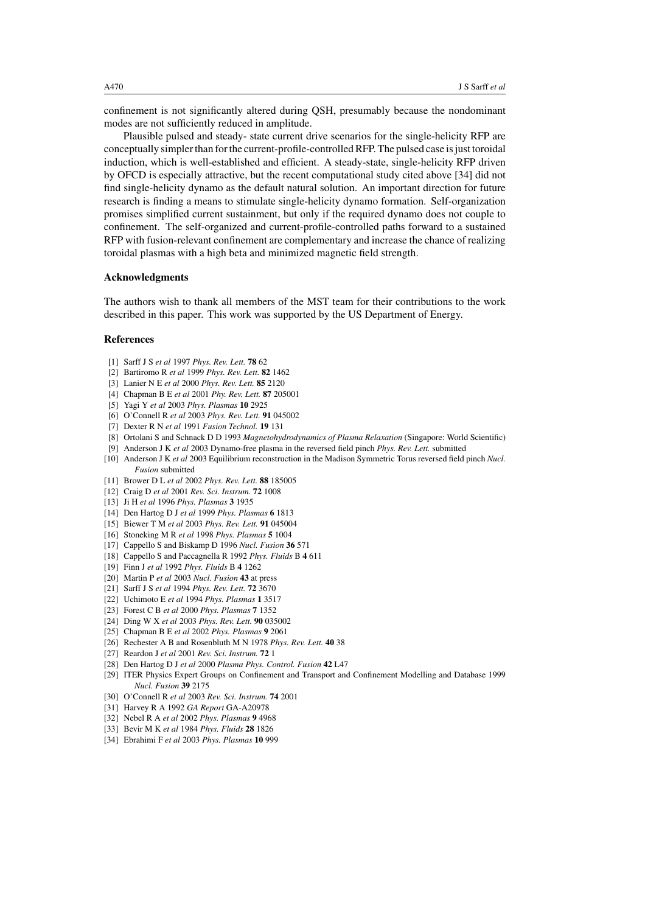confinement is not significantly altered during QSH, presumably because the nondominant modes are not sufficiently reduced in amplitude.

Plausible pulsed and steady- state current drive scenarios for the single-helicity RFP are conceptually simpler than for the current-profile-controlled RFP. The pulsed case is just toroidal induction, which is well-established and efficient. A steady-state, single-helicity RFP driven by OFCD is especially attractive, but the recent computational study cited above [34] did not find single-helicity dynamo as the default natural solution. An important direction for future research is finding a means to stimulate single-helicity dynamo formation. Self-organization promises simplified current sustainment, but only if the required dynamo does not couple to confinement. The self-organized and current-profile-controlled paths forward to a sustained RFP with fusion-relevant confinement are complementary and increase the chance of realizing toroidal plasmas with a high beta and minimized magnetic field strength.

### Acknowledgments

The authors wish to thank all members of the MST team for their contributions to the work described in this paper. This work was supported by the US Department of Energy.

### References

[1] Sarff J S *et al* 1997 *Phys. Rev. Lett.* **78** 62
[2] Bartiromo R *et al* 1999 *Phys. Rev. Lett.* **82** 1462
[3] Lanier N E *et al* 2000 *Phys. Rev. Lett.* **85** 2120
[4] Chapman B E *et al* 2001 *Phy. Rev. Lett.* **87** 205001
[5] Yagi Y *et al* 2003 *Phys. Plasmas* **10** 2925
[6] O'Connell R *et al* 2003 *Phys. Rev. Lett.* **91** 045002
[7] Dexter R N *et al* 1991 *Fusion Technol.* **19** 131
[8] Ortolani S and Schnack D D 1993 *Magnetohydrodynamics of Plasma Relaxation* (Singapore: World Scientific)
[9] Anderson J K *et al* 2003 Dynamo-free plasma in the reversed field pinch *Phys. Rev. Lett.* submitted
[10] Anderson J K *et al* 2003 Equilibrium reconstruction in the Madison Symmetric Torus reversed field pinch *Nucl. Fusion* submitted
[11] Brower D L *et al* 2002 *Phys. Rev. Lett.* **88** 185005
[12] Craig D *et al* 2001 *Rev. Sci. Instrum.* **72** 1008
[13] Ji H *et al* 1996 *Phys. Plasmas* **3** 1935
[14] Den Hartog D J *et al* 1999 *Phys. Plasmas* **6** 1813
[15] Biewer T M *et al* 2003 *Phys. Rev. Lett.* **91** 045004
[16] Stoneking M R *et al* 1998 *Phys. Plasmas* **5** 1004
[17] Cappello S and Biskamp D 1996 *Nucl. Fusion* **36** 571
[18] Cappello S and Paccagnella R 1992 *Phys. Fluids* B **4** 611
[19] Finn J *et al* 1992 *Phys. Fluids* B **4** 1262
[20] Martin P *et al* 2003 *Nucl. Fusion* **43** at press
[21] Sarff J S *et al* 1994 *Phys. Rev. Lett.* **72** 3670
[22] Uchimoto E *et al* 1994 *Phys. Plasmas* **1** 3517
[23] Forest C B *et al* 2000 *Phys. Plasmas* **7** 1352
[24] Ding W X *et al* 2003 *Phys. Rev. Lett.* **90** 035002
[25] Chapman B E *et al* 2002 *Phys. Plasmas* **9** 2061
[26] Rechester A B and Rosenbluth M N 1978 *Phys. Rev. Lett.* **40** 38
[27] Reardon J *et al* 2001 *Rev. Sci. Instrum.* **72** 1
[28] Den Hartog D J *et al* 2000 *Plasma Phys. Control. Fusion* **42** L47
[29] ITER Physics Expert Groups on Confinement and Transport and Confinement Modelling and Database 1999 *Nucl. Fusion* **39** 2175
[30] O'Connell R *et al* 2003 *Rev. Sci. Instrum.* **74** 2001
[31] Harvey R A 1992 *GA Report* GA-A20978
[32] Nebel R A *et al* 2002 *Phys. Plasmas* **9** 4968
[33] Bevir M K *et al* 1984 *Phys. Fluids* **28** 1826
[34] Ebrahimi F *et al* 2003 *Phys. Plasmas* **10** 999